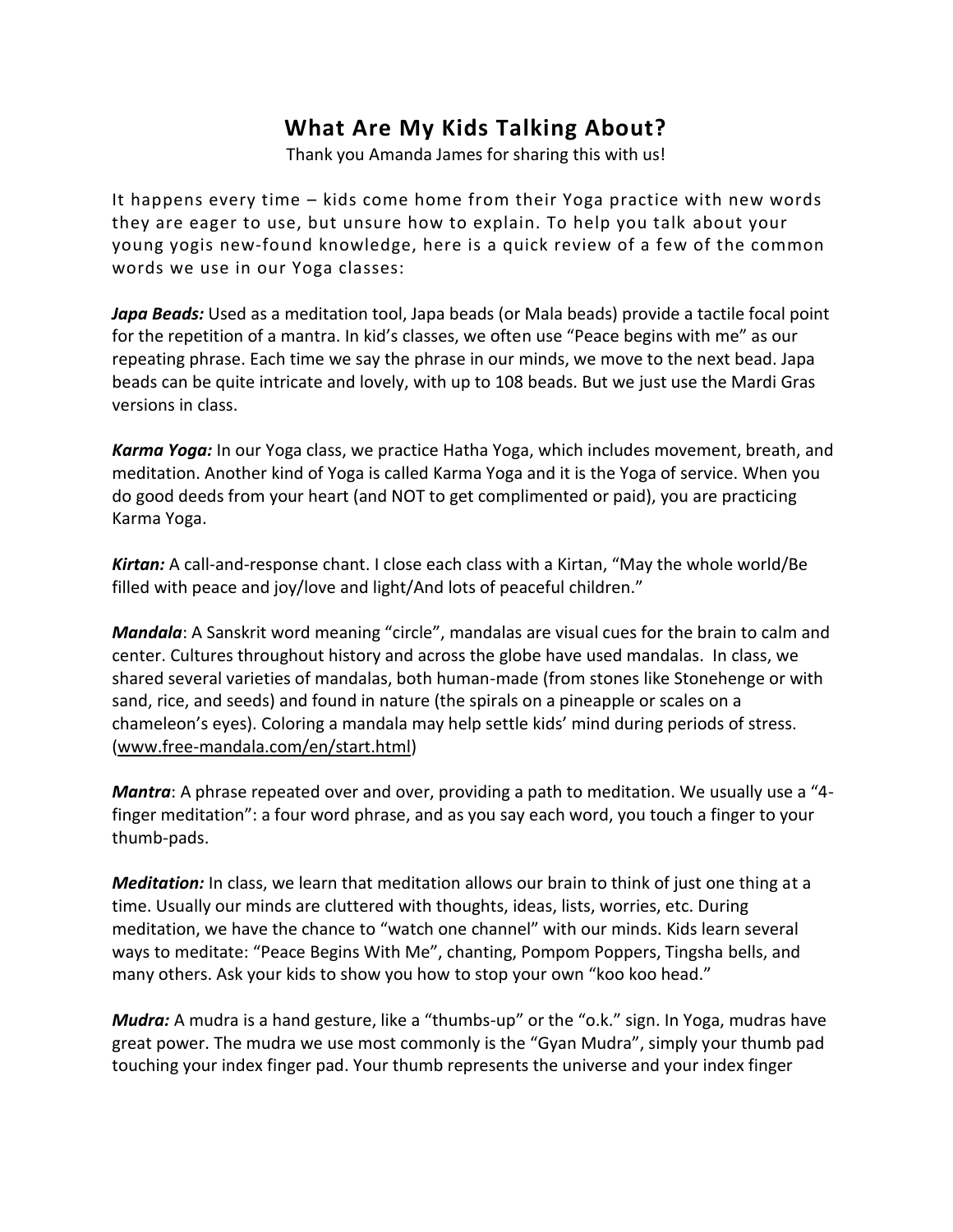# What Are My Kids Talking About?

Thank you Amanda James for sharing this with us!

It happens every time – kids come home from their Yoga practice with new words they are eager to use, but unsure how to explain. To help you talk about your young yogis new-found knowledge, here is a quick review of a few of the common words we use in our Yoga classes:

***Japa Beads:*** Used as a meditation tool, Japa beads (or Mala beads) provide a tactile focal point for the repetition of a mantra. In kid's classes, we often use "Peace begins with me" as our repeating phrase. Each time we say the phrase in our minds, we move to the next bead. Japa beads can be quite intricate and lovely, with up to 108 beads. But we just use the Mardi Gras versions in class.

***Karma Yoga:*** In our Yoga class, we practice Hatha Yoga, which includes movement, breath, and meditation. Another kind of Yoga is called Karma Yoga and it is the Yoga of service. When you do good deeds from your heart (and NOT to get complimented or paid), you are practicing Karma Yoga.

***Kirtan:*** A call-and-response chant. I close each class with a Kirtan, "May the whole world/Be filled with peace and joy/love and light/And lots of peaceful children."

***Mandala***: A Sanskrit word meaning "circle", mandalas are visual cues for the brain to calm and center. Cultures throughout history and across the globe have used mandalas. In class, we shared several varieties of mandalas, both human-made (from stones like Stonehenge or with sand, rice, and seeds) and found in nature (the spirals on a pineapple or scales on a chameleon's eyes). Coloring a mandala may help settle kids' mind during periods of stress. (www.free-mandala.com/en/start.html)

***Mantra***: A phrase repeated over and over, providing a path to meditation. We usually use a "4-finger meditation": a four word phrase, and as you say each word, you touch a finger to your thumb-pads.

***Meditation:*** In class, we learn that meditation allows our brain to think of just one thing at a time. Usually our minds are cluttered with thoughts, ideas, lists, worries, etc. During meditation, we have the chance to "watch one channel" with our minds. Kids learn several ways to meditate: "Peace Begins With Me", chanting, Pompom Poppers, Tingsha bells, and many others. Ask your kids to show you how to stop your own "koo koo head."

***Mudra:*** A mudra is a hand gesture, like a "thumbs-up" or the "o.k." sign. In Yoga, mudras have great power. The mudra we use most commonly is the "Gyan Mudra", simply your thumb pad touching your index finger pad. Your thumb represents the universe and your index finger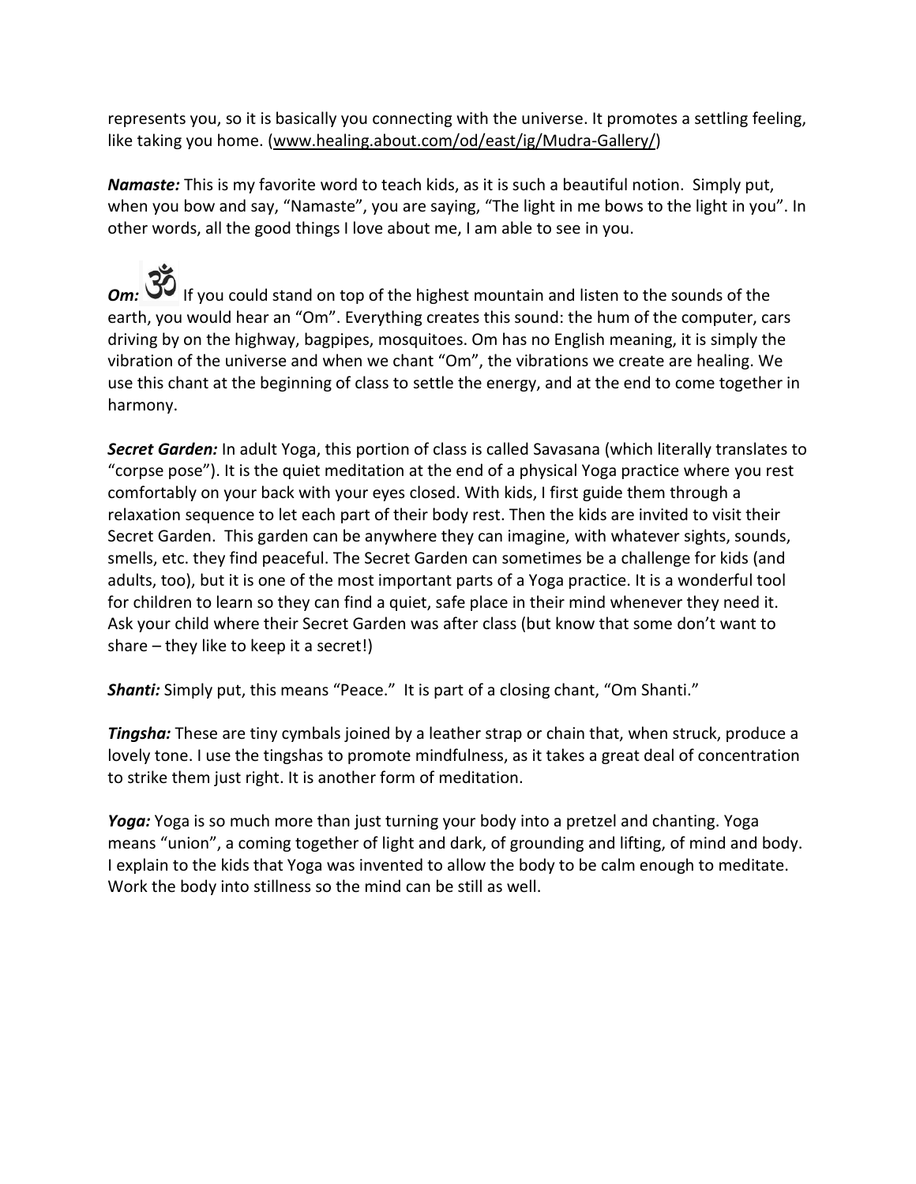represents you, so it is basically you connecting with the universe. It promotes a settling feeling, like taking you home. (www.healing.about.com/od/east/ig/Mudra-Gallery/)

***Namaste:*** This is my favorite word to teach kids, as it is such a beautiful notion. Simply put, when you bow and say, "Namaste", you are saying, "The light in me bows to the light in you". In other words, all the good things I love about me, I am able to see in you.

***Om:*** ॐ If you could stand on top of the highest mountain and listen to the sounds of the earth, you would hear an "Om". Everything creates this sound: the hum of the computer, cars driving by on the highway, bagpipes, mosquitoes. Om has no English meaning, it is simply the vibration of the universe and when we chant "Om", the vibrations we create are healing. We use this chant at the beginning of class to settle the energy, and at the end to come together in harmony.

***Secret Garden:*** In adult Yoga, this portion of class is called Savasana (which literally translates to "corpse pose"). It is the quiet meditation at the end of a physical Yoga practice where you rest comfortably on your back with your eyes closed. With kids, I first guide them through a relaxation sequence to let each part of their body rest. Then the kids are invited to visit their Secret Garden. This garden can be anywhere they can imagine, with whatever sights, sounds, smells, etc. they find peaceful. The Secret Garden can sometimes be a challenge for kids (and adults, too), but it is one of the most important parts of a Yoga practice. It is a wonderful tool for children to learn so they can find a quiet, safe place in their mind whenever they need it. Ask your child where their Secret Garden was after class (but know that some don't want to share – they like to keep it a secret!)

***Shanti:*** Simply put, this means "Peace." It is part of a closing chant, "Om Shanti."

***Tingsha:*** These are tiny cymbals joined by a leather strap or chain that, when struck, produce a lovely tone. I use the tingshas to promote mindfulness, as it takes a great deal of concentration to strike them just right. It is another form of meditation.

***Yoga:*** Yoga is so much more than just turning your body into a pretzel and chanting. Yoga means "union", a coming together of light and dark, of grounding and lifting, of mind and body. I explain to the kids that Yoga was invented to allow the body to be calm enough to meditate. Work the body into stillness so the mind can be still as well.